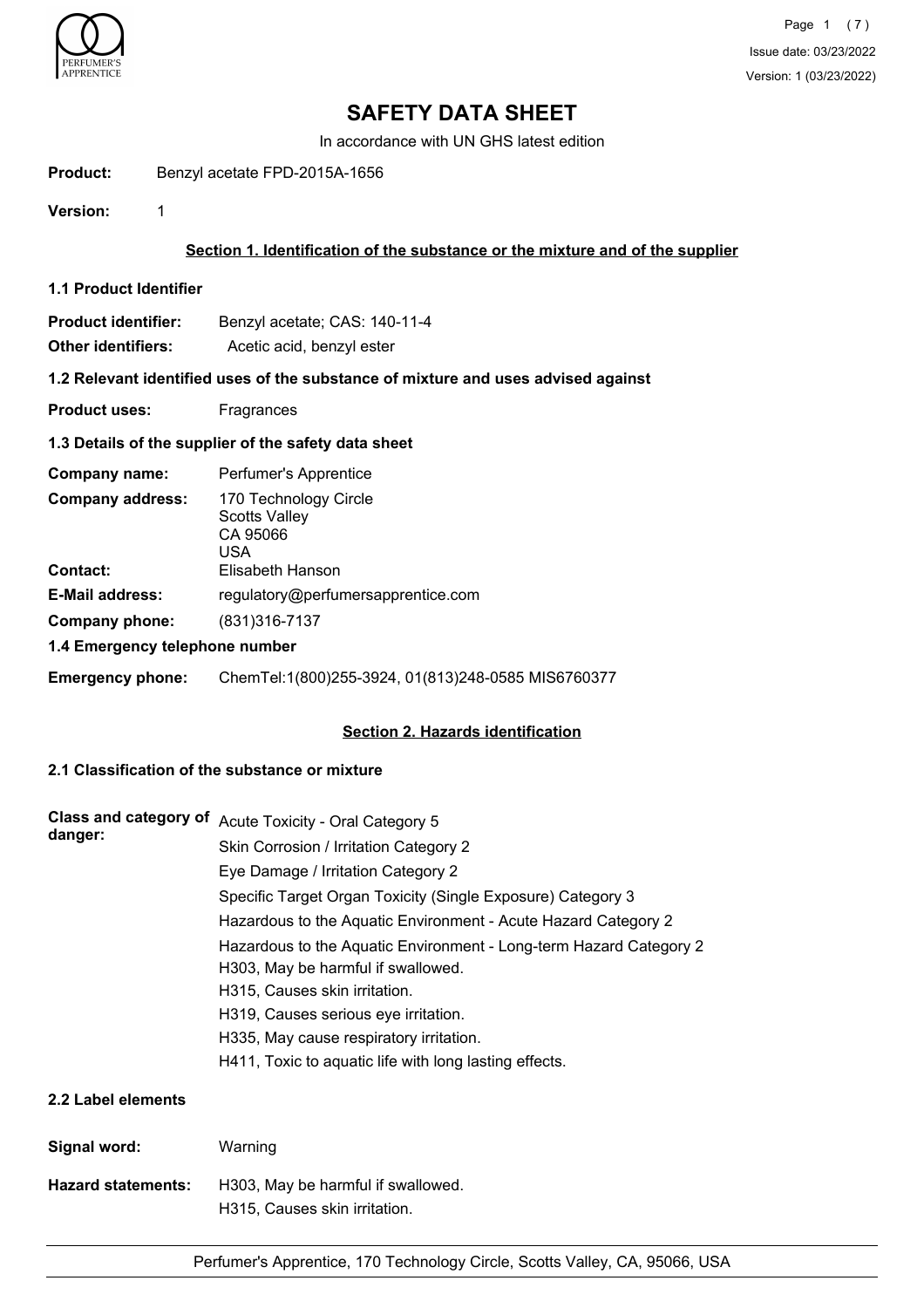# SAFETY DATA SHEET

In accordance with UN GHS latest edition

**Product:** Benzyl acetate FPD-2015A-1656

**Version:** 1

## Section 1. Identification of the substance or the mixture and of the supplier

### 1.1 Product Identifier

**Product identifier:** Benzyl acetate; CAS: 140-11-4

**Other identifiers:** Acetic acid, benzyl ester

### 1.2 Relevant identified uses of the substance of mixture and uses advised against

**Product uses:** Fragrances

### 1.3 Details of the supplier of the safety data sheet

**Company name:** Perfumer's Apprentice

**Company address:** 170 Technology Circle
Scotts Valley
CA 95066
USA

**Contact:** Elisabeth Hanson

**E-Mail address:** regulatory@perfumersapprentice.com

**Company phone:** (831)316-7137

### 1.4 Emergency telephone number

**Emergency phone:** ChemTel:1(800)255-3924, 01(813)248-0585 MIS6760377

## Section 2. Hazards identification

### 2.1 Classification of the substance or mixture

**Class and category of danger:**

Acute Toxicity - Oral Category 5

Skin Corrosion / Irritation Category 2

Eye Damage / Irritation Category 2

Specific Target Organ Toxicity (Single Exposure) Category 3

Hazardous to the Aquatic Environment - Acute Hazard Category 2

Hazardous to the Aquatic Environment - Long-term Hazard Category 2

H303, May be harmful if swallowed.

H315, Causes skin irritation.

H319, Causes serious eye irritation.

H335, May cause respiratory irritation.

H411, Toxic to aquatic life with long lasting effects.

### 2.2 Label elements

**Signal word:** Warning

**Hazard statements:** H303, May be harmful if swallowed.

H315, Causes skin irritation.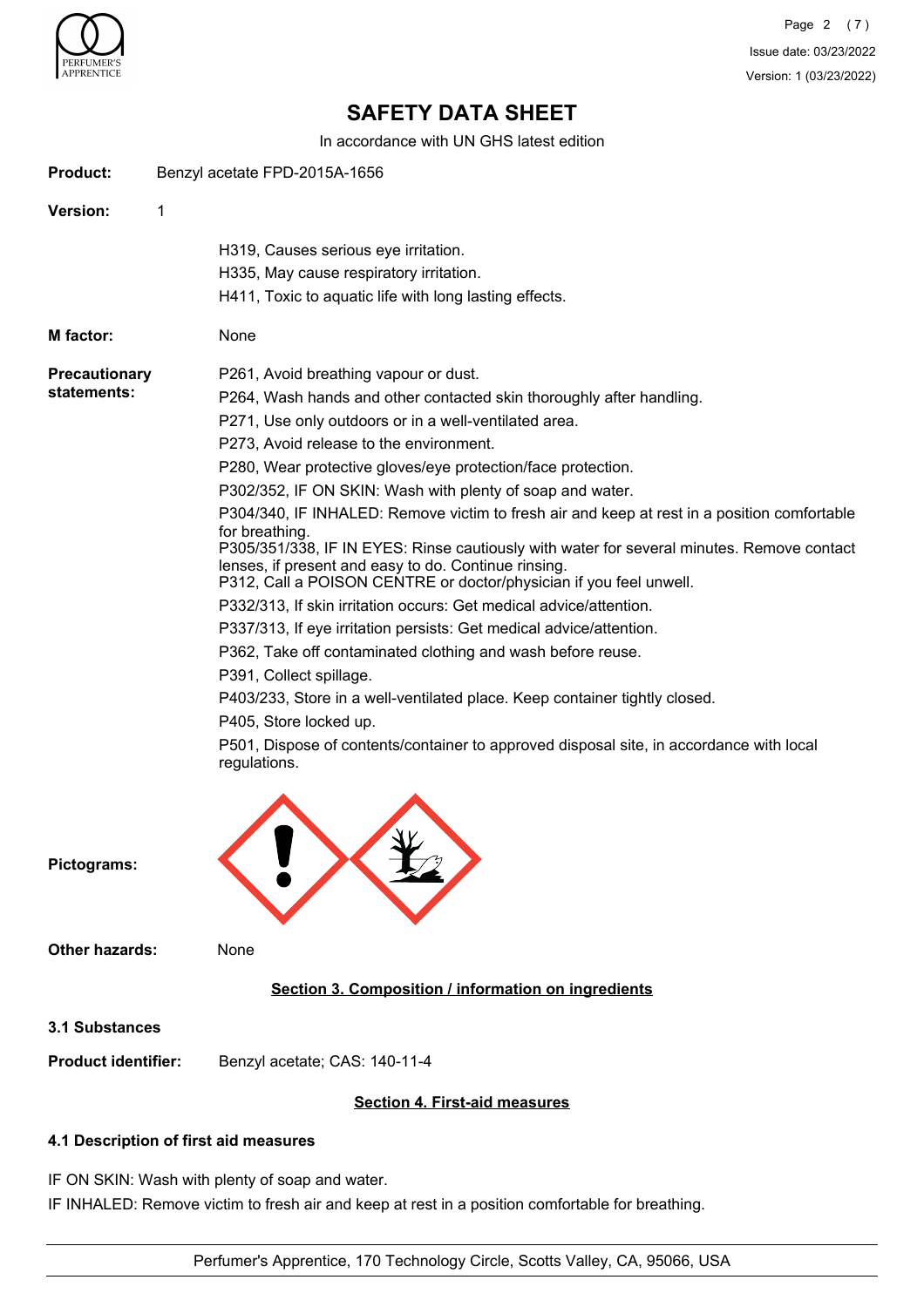# SAFETY DATA SHEET

In accordance with UN GHS latest edition

**Product:** Benzyl acetate FPD-2015A-1656

**Version:** 1

H319, Causes serious eye irritation.
H335, May cause respiratory irritation.
H411, Toxic to aquatic life with long lasting effects.

**M factor:** None

**Precautionary statements:**

P261, Avoid breathing vapour or dust.

P264, Wash hands and other contacted skin thoroughly after handling.

P271, Use only outdoors or in a well-ventilated area.

P273, Avoid release to the environment.

P280, Wear protective gloves/eye protection/face protection.

P302/352, IF ON SKIN: Wash with plenty of soap and water.

P304/340, IF INHALED: Remove victim to fresh air and keep at rest in a position comfortable for breathing.
P305/351/338, IF IN EYES: Rinse cautiously with water for several minutes. Remove contact lenses, if present and easy to do. Continue rinsing.
P312, Call a POISON CENTRE or doctor/physician if you feel unwell.

P332/313, If skin irritation occurs: Get medical advice/attention.

P337/313, If eye irritation persists: Get medical advice/attention.

P362, Take off contaminated clothing and wash before reuse.

P391, Collect spillage.

P403/233, Store in a well-ventilated place. Keep container tightly closed.

P405, Store locked up.

P501, Dispose of contents/container to approved disposal site, in accordance with local regulations.

**Pictograms:**

**Other hazards:** None

## Section 3. Composition / information on ingredients

**3.1 Substances**

**Product identifier:** Benzyl acetate; CAS: 140-11-4

## Section 4. First-aid measures

**4.1 Description of first aid measures**

IF ON SKIN: Wash with plenty of soap and water.
IF INHALED: Remove victim to fresh air and keep at rest in a position comfortable for breathing.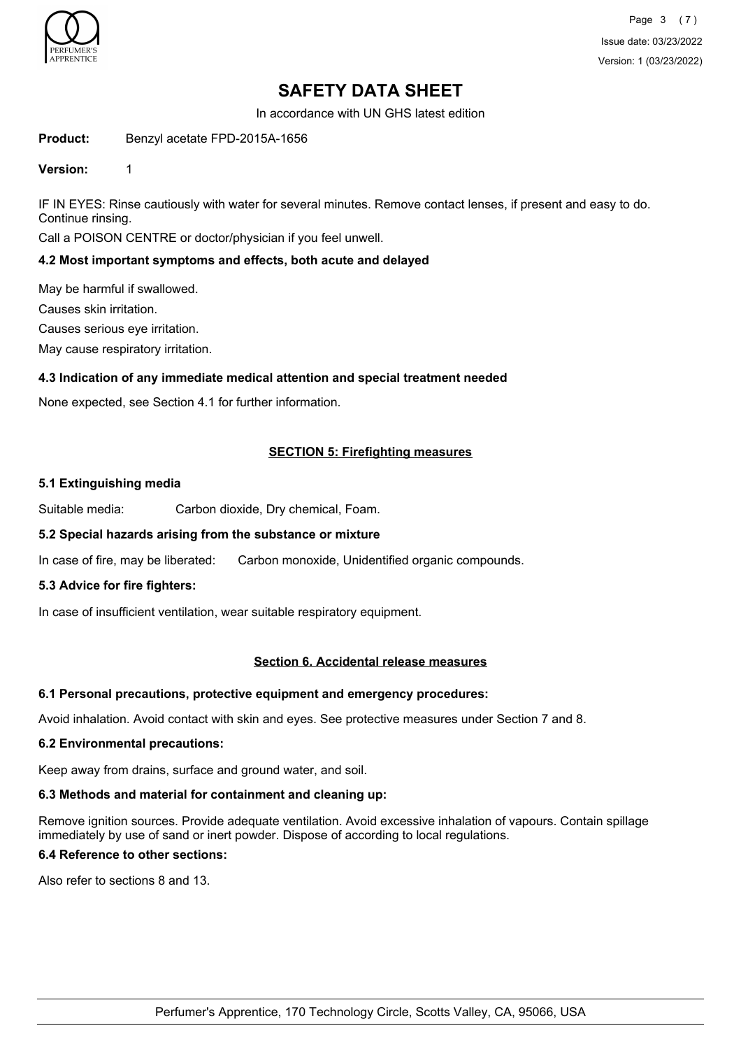# SAFETY DATA SHEET

In accordance with UN GHS latest edition

**Product:** Benzyl acetate FPD-2015A-1656

**Version:** 1

IF IN EYES: Rinse cautiously with water for several minutes. Remove contact lenses, if present and easy to do. Continue rinsing.

Call a POISON CENTRE or doctor/physician if you feel unwell.

### 4.2 Most important symptoms and effects, both acute and delayed

May be harmful if swallowed.

Causes skin irritation.

Causes serious eye irritation.

May cause respiratory irritation.

### 4.3 Indication of any immediate medical attention and special treatment needed

None expected, see Section 4.1 for further information.

## SECTION 5: Firefighting measures

### 5.1 Extinguishing media

Suitable media: Carbon dioxide, Dry chemical, Foam.

### 5.2 Special hazards arising from the substance or mixture

In case of fire, may be liberated: Carbon monoxide, Unidentified organic compounds.

### 5.3 Advice for fire fighters:

In case of insufficient ventilation, wear suitable respiratory equipment.

## Section 6. Accidental release measures

### 6.1 Personal precautions, protective equipment and emergency procedures:

Avoid inhalation. Avoid contact with skin and eyes. See protective measures under Section 7 and 8.

### 6.2 Environmental precautions:

Keep away from drains, surface and ground water, and soil.

### 6.3 Methods and material for containment and cleaning up:

Remove ignition sources. Provide adequate ventilation. Avoid excessive inhalation of vapours. Contain spillage immediately by use of sand or inert powder. Dispose of according to local regulations.

### 6.4 Reference to other sections:

Also refer to sections 8 and 13.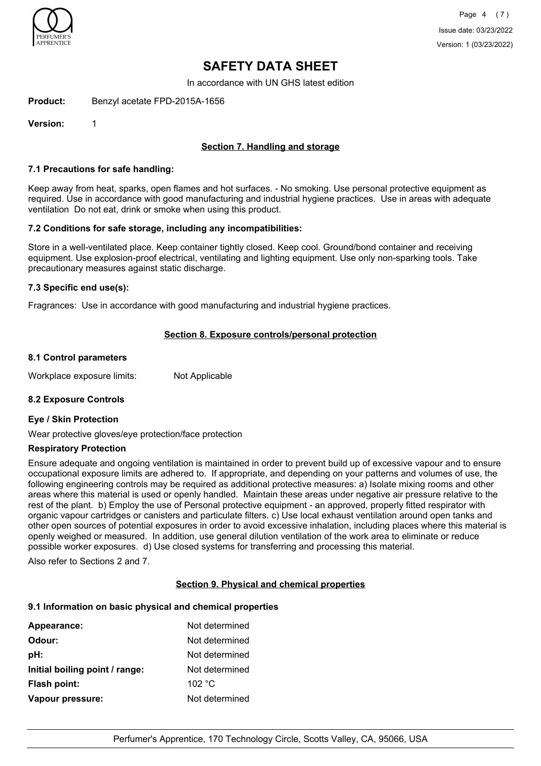# SAFETY DATA SHEET

In accordance with UN GHS latest edition

**Product:** Benzyl acetate FPD-2015A-1656

**Version:** 1

## Section 7. Handling and storage

### 7.1 Precautions for safe handling:

Keep away from heat, sparks, open flames and hot surfaces. - No smoking. Use personal protective equipment as required. Use in accordance with good manufacturing and industrial hygiene practices. Use in areas with adequate ventilation Do not eat, drink or smoke when using this product.

### 7.2 Conditions for safe storage, including any incompatibilities:

Store in a well-ventilated place. Keep container tightly closed. Keep cool. Ground/bond container and receiving equipment. Use explosion-proof electrical, ventilating and lighting equipment. Use only non-sparking tools. Take precautionary measures against static discharge.

### 7.3 Specific end use(s):

Fragrances: Use in accordance with good manufacturing and industrial hygiene practices.

## Section 8. Exposure controls/personal protection

### 8.1 Control parameters

Workplace exposure limits: Not Applicable

### 8.2 Exposure Controls

**Eye / Skin Protection**

Wear protective gloves/eye protection/face protection

**Respiratory Protection**

Ensure adequate and ongoing ventilation is maintained in order to prevent build up of excessive vapour and to ensure occupational exposure limits are adhered to. If appropriate, and depending on your patterns and volumes of use, the following engineering controls may be required as additional protective measures: a) Isolate mixing rooms and other areas where this material is used or openly handled. Maintain these areas under negative air pressure relative to the rest of the plant. b) Employ the use of Personal protective equipment - an approved, properly fitted respirator with organic vapour cartridges or canisters and particulate filters. c) Use local exhaust ventilation around open tanks and other open sources of potential exposures in order to avoid excessive inhalation, including places where this material is openly weighed or measured. In addition, use general dilution ventilation of the work area to eliminate or reduce possible worker exposures. d) Use closed systems for transferring and processing this material.

Also refer to Sections 2 and 7.

## Section 9. Physical and chemical properties

### 9.1 Information on basic physical and chemical properties

| | |
|---|---|
| **Appearance:** | Not determined |
| **Odour:** | Not determined |
| **pH:** | Not determined |
| **Initial boiling point / range:** | Not determined |
| **Flash point:** | 102 °C |
| **Vapour pressure:** | Not determined |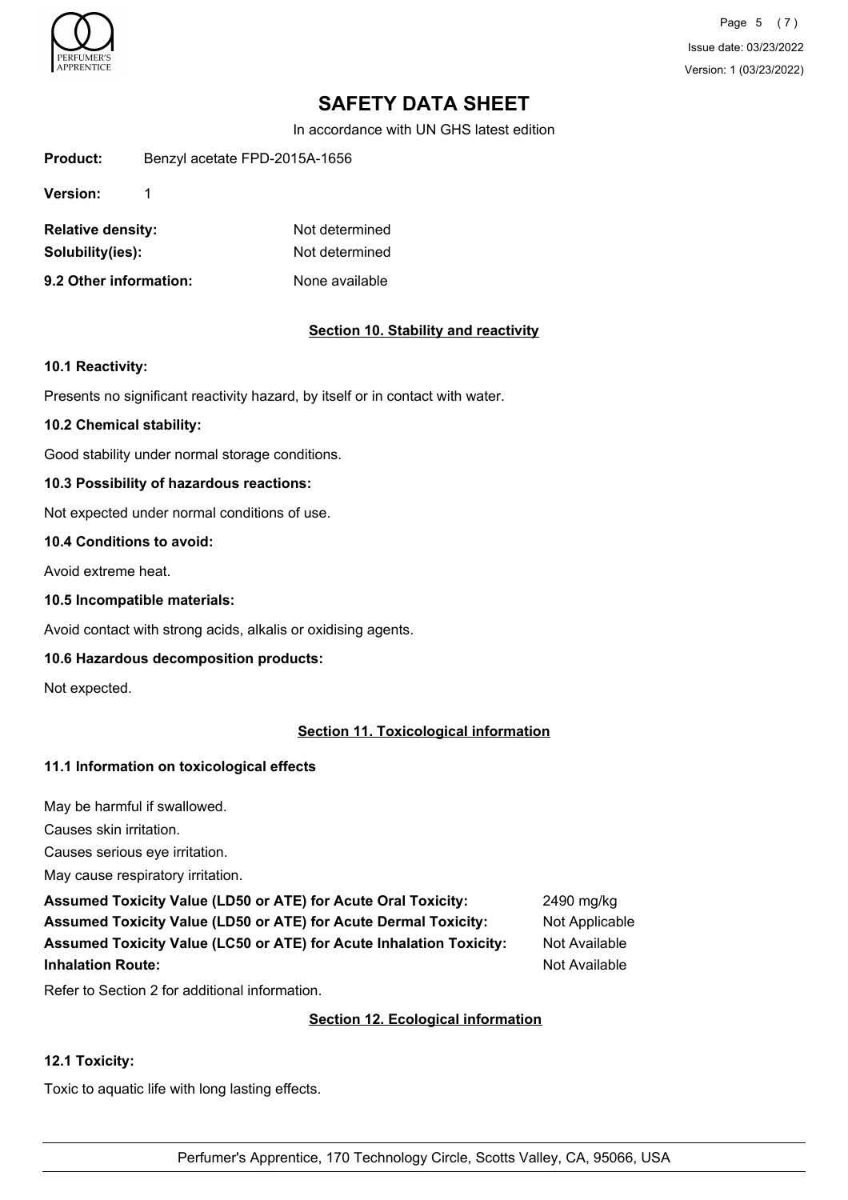# SAFETY DATA SHEET

In accordance with UN GHS latest edition

**Product:** Benzyl acetate FPD-2015A-1656

**Version:** 1

**Relative density:** Not determined

**Solubility(ies):** Not determined

**9.2 Other information:** None available

## Section 10. Stability and reactivity

**10.1 Reactivity:**

Presents no significant reactivity hazard, by itself or in contact with water.

**10.2 Chemical stability:**

Good stability under normal storage conditions.

**10.3 Possibility of hazardous reactions:**

Not expected under normal conditions of use.

**10.4 Conditions to avoid:**

Avoid extreme heat.

**10.5 Incompatible materials:**

Avoid contact with strong acids, alkalis or oxidising agents.

**10.6 Hazardous decomposition products:**

Not expected.

## Section 11. Toxicological information

**11.1 Information on toxicological effects**

May be harmful if swallowed.

Causes skin irritation.

Causes serious eye irritation.

May cause respiratory irritation.

**Assumed Toxicity Value (LD50 or ATE) for Acute Oral Toxicity:** 2490 mg/kg

**Assumed Toxicity Value (LD50 or ATE) for Acute Dermal Toxicity:** Not Applicable

**Assumed Toxicity Value (LC50 or ATE) for Acute Inhalation Toxicity:** Not Available

**Inhalation Route:** Not Available

Refer to Section 2 for additional information.

## Section 12. Ecological information

**12.1 Toxicity:**

Toxic to aquatic life with long lasting effects.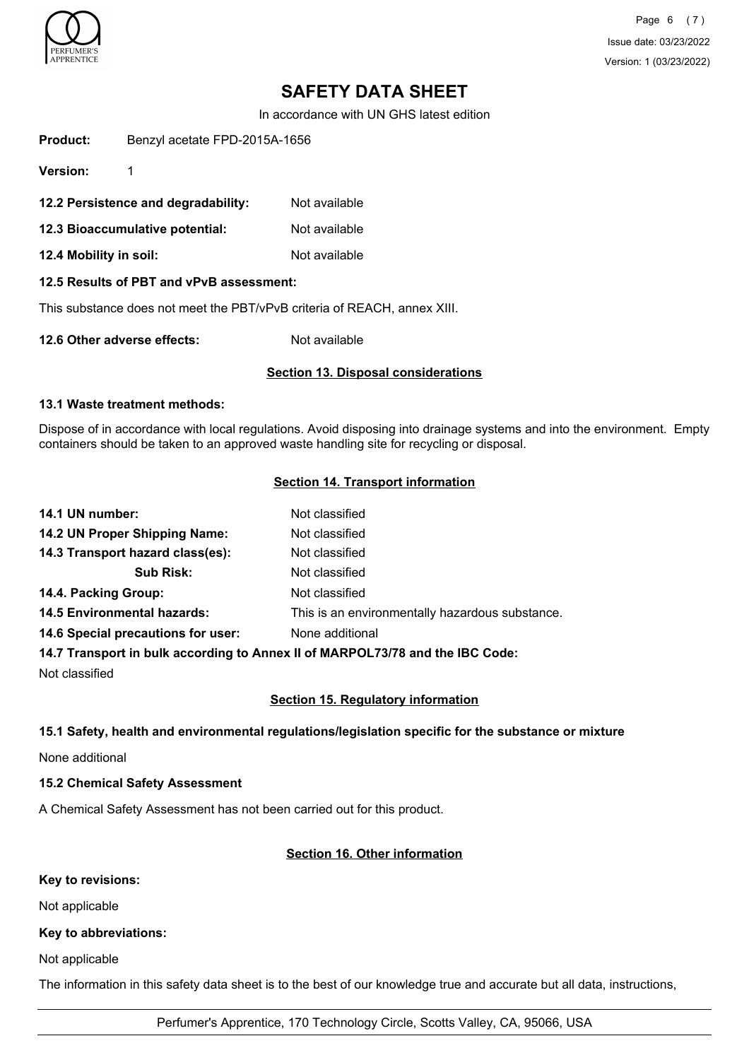# SAFETY DATA SHEET

In accordance with UN GHS latest edition

**Product:** Benzyl acetate FPD-2015A-1656

**Version:** 1

**12.2 Persistence and degradability:** Not available

**12.3 Bioaccumulative potential:** Not available

**12.4 Mobility in soil:** Not available

**12.5 Results of PBT and vPvB assessment:**

This substance does not meet the PBT/vPvB criteria of REACH, annex XIII.

**12.6 Other adverse effects:** Not available

## Section 13. Disposal considerations

**13.1 Waste treatment methods:**

Dispose of in accordance with local regulations. Avoid disposing into drainage systems and into the environment. Empty containers should be taken to an approved waste handling site for recycling or disposal.

## Section 14. Transport information

**14.1 UN number:** Not classified

**14.2 UN Proper Shipping Name:** Not classified

**14.3 Transport hazard class(es):** Not classified

**Sub Risk:** Not classified

**14.4. Packing Group:** Not classified

**14.5 Environmental hazards:** This is an environmentally hazardous substance.

**14.6 Special precautions for user:** None additional

**14.7 Transport in bulk according to Annex II of MARPOL73/78 and the IBC Code:**

Not classified

## Section 15. Regulatory information

**15.1 Safety, health and environmental regulations/legislation specific for the substance or mixture**

None additional

**15.2 Chemical Safety Assessment**

A Chemical Safety Assessment has not been carried out for this product.

## Section 16. Other information

**Key to revisions:**

Not applicable

**Key to abbreviations:**

Not applicable

The information in this safety data sheet is to the best of our knowledge true and accurate but all data, instructions,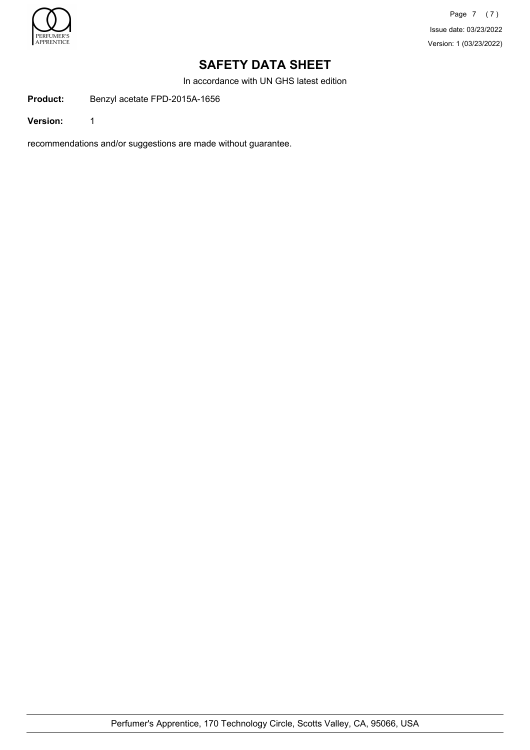# SAFETY DATA SHEET

In accordance with UN GHS latest edition

**Product:** Benzyl acetate FPD-2015A-1656

**Version:** 1

recommendations and/or suggestions are made without guarantee.